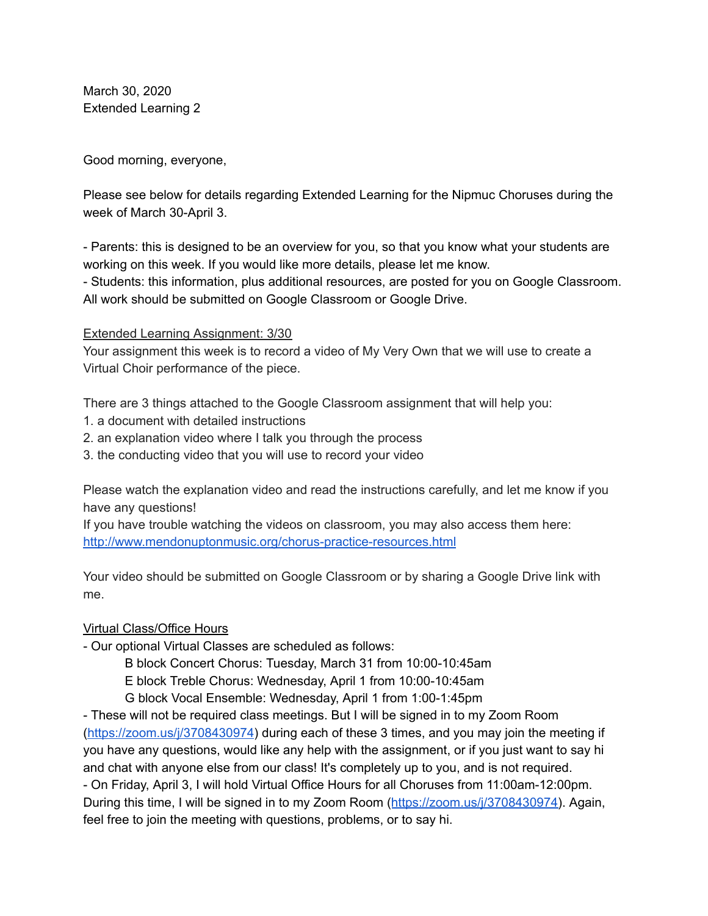March 30, 2020
Extended Learning 2

Good morning, everyone,

Please see below for details regarding Extended Learning for the Nipmuc Choruses during the week of March 30-April 3.

- Parents: this is designed to be an overview for you, so that you know what your students are working on this week. If you would like more details, please let me know.
- Students: this information, plus additional resources, are posted for you on Google Classroom. All work should be submitted on Google Classroom or Google Drive.

<u>Extended Learning Assignment: 3/30</u>

Your assignment this week is to record a video of My Very Own that we will use to create a Virtual Choir performance of the piece.

There are 3 things attached to the Google Classroom assignment that will help you:

1. a document with detailed instructions
2. an explanation video where I talk you through the process
3. the conducting video that you will use to record your video

Please watch the explanation video and read the instructions carefully, and let me know if you have any questions!
If you have trouble watching the videos on classroom, you may also access them here: [http://www.mendonuptonmusic.org/chorus-practice-resources.html](http://www.mendonuptonmusic.org/chorus-practice-resources.html)

Your video should be submitted on Google Classroom or by sharing a Google Drive link with me.

<u>Virtual Class/Office Hours</u>

- Our optional Virtual Classes are scheduled as follows:
    - B block Concert Chorus: Tuesday, March 31 from 10:00-10:45am
    - E block Treble Chorus: Wednesday, April 1 from 10:00-10:45am
    - G block Vocal Ensemble: Wednesday, April 1 from 1:00-1:45pm
- These will not be required class meetings. But I will be signed in to my Zoom Room ([https://zoom.us/j/3708430974](https://zoom.us/j/3708430974)) during each of these 3 times, and you may join the meeting if you have any questions, would like any help with the assignment, or if you just want to say hi and chat with anyone else from our class! It's completely up to you, and is not required.
- On Friday, April 3, I will hold Virtual Office Hours for all Choruses from 11:00am-12:00pm. During this time, I will be signed in to my Zoom Room ([https://zoom.us/j/3708430974](https://zoom.us/j/3708430974)). Again, feel free to join the meeting with questions, problems, or to say hi.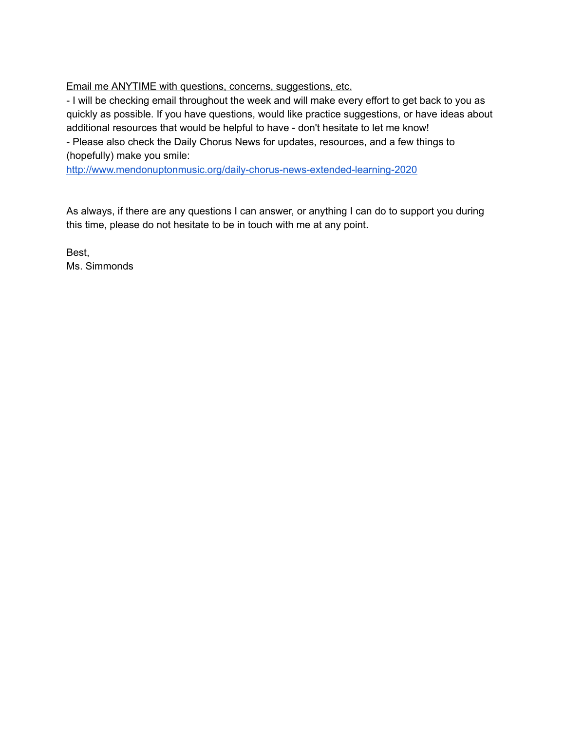<u>Email me ANYTIME with questions, concerns, suggestions, etc.</u>

- I will be checking email throughout the week and will make every effort to get back to you as quickly as possible. If you have questions, would like practice suggestions, or have ideas about additional resources that would be helpful to have - don't hesitate to let me know!
- Please also check the Daily Chorus News for updates, resources, and a few things to (hopefully) make you smile: [http://www.mendonuptonmusic.org/daily-chorus-news-extended-learning-2020](http://www.mendonuptonmusic.org/daily-chorus-news-extended-learning-2020)

As always, if there are any questions I can answer, or anything I can do to support you during this time, please do not hesitate to be in touch with me at any point.

Best,
Ms. Simmonds